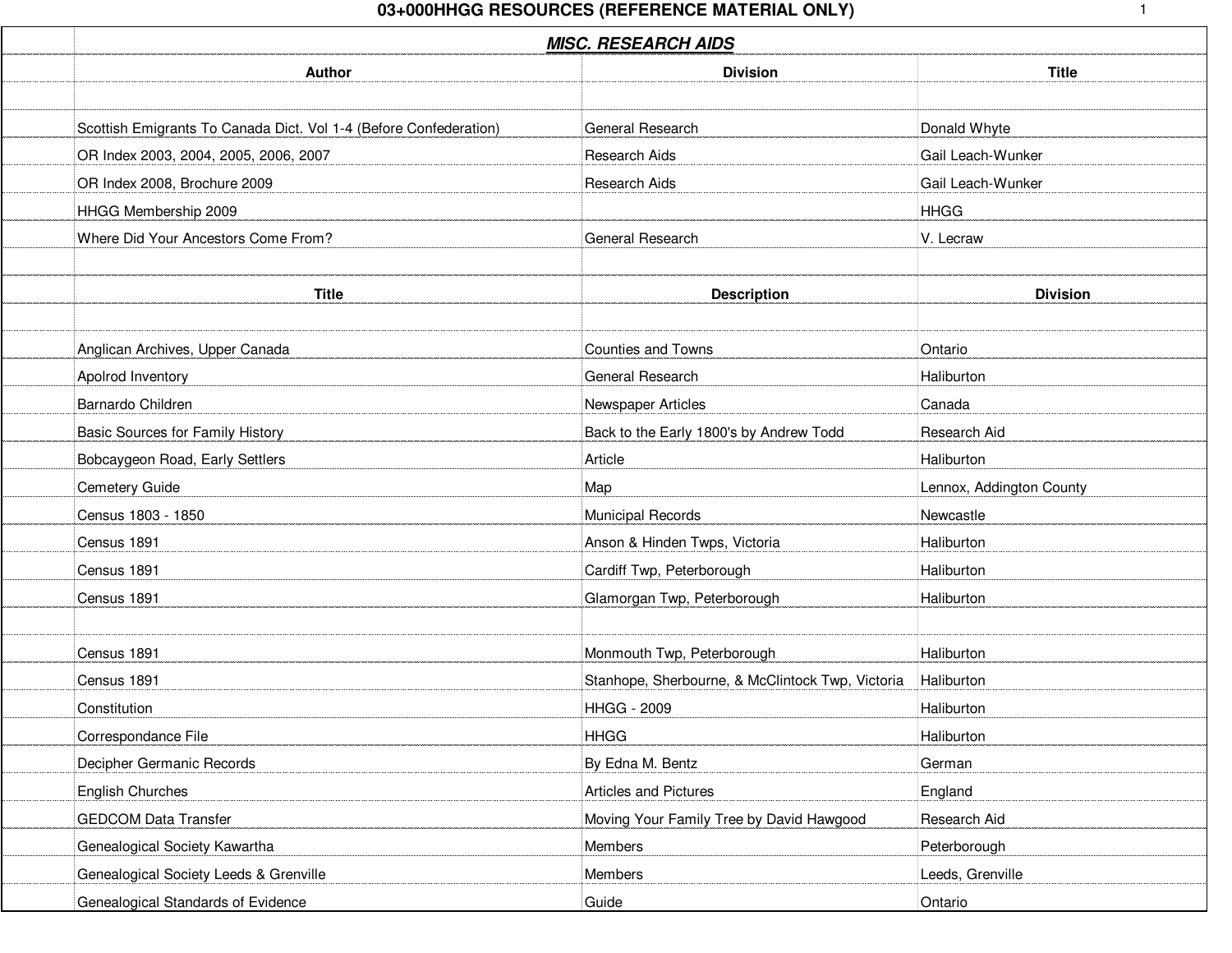# 03+000HHGG RESOURCES (REFERENCE MATERIAL ONLY)

## *MISC. RESEARCH AIDS*

| Author | Division | Title |
|---|---|---|
| | | |
| Scottish Emigrants To Canada Dict. Vol 1-4 (Before Confederation) | General Research | Donald Whyte |
| OR Index 2003, 2004, 2005, 2006, 2007 | Research Aids | Gail Leach-Wunker |
| OR Index 2008, Brochure 2009 | Research Aids | Gail Leach-Wunker |
| HHGG Membership 2009 | | HHGG |
| Where Did Your Ancestors Come From? | General Research | V. Lecraw |

| Title | Description | Division |
|---|---|---|
| | | |
| Anglican Archives, Upper Canada | Counties and Towns | Ontario |
| Apolrod Inventory | General Research | Haliburton |
| Barnardo Children | Newspaper Articles | Canada |
| Basic Sources for Family History | Back to the Early 1800's by Andrew Todd | Research Aid |
| Bobcaygeon Road, Early Settlers | Article | Haliburton |
| Cemetery Guide | Map | Lennox, Addington County |
| Census 1803 - 1850 | Municipal Records | Newcastle |
| Census 1891 | Anson & Hinden Twps, Victoria | Haliburton |
| Census 1891 | Cardiff Twp, Peterborough | Haliburton |
| Census 1891 | Glamorgan Twp, Peterborough | Haliburton |
| | | |
| Census 1891 | Monmouth Twp, Peterborough | Haliburton |
| Census 1891 | Stanhope, Sherbourne, & McClintock Twp, Victoria | Haliburton |
| Constitution | HHGG - 2009 | Haliburton |
| Correspondance File | HHGG | Haliburton |
| Decipher Germanic Records | By Edna M. Bentz | German |
| English Churches | Articles and Pictures | England |
| GEDCOM Data Transfer | Moving Your Family Tree by David Hawgood | Research Aid |
| Genealogical Society Kawartha | Members | Peterborough |
| Genealogical Society Leeds & Grenville | Members | Leeds, Grenville |
| Genealogical Standards of Evidence | Guide | Ontario |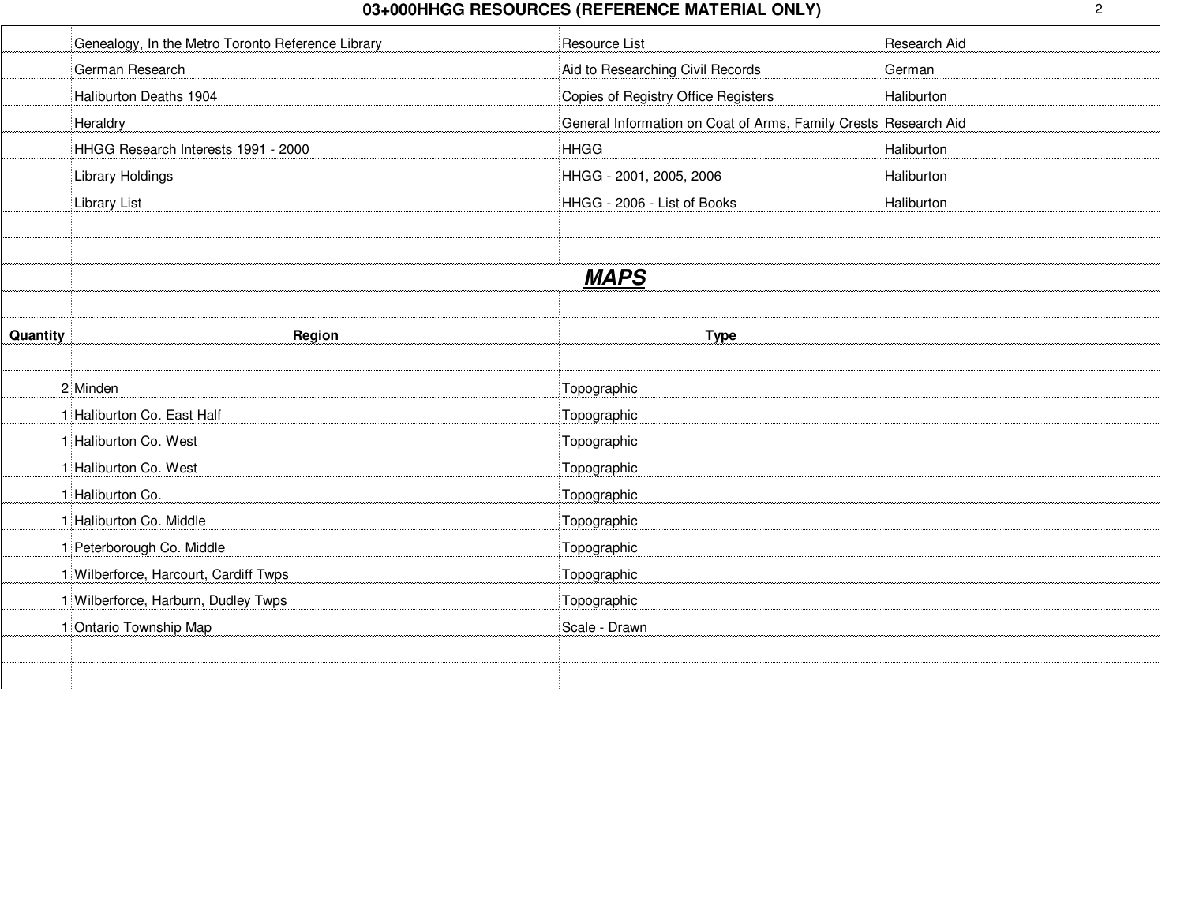# 03+000HHGG RESOURCES (REFERENCE MATERIAL ONLY)

| | | | |
|---|---|---|---|
| | Genealogy, In the Metro Toronto Reference Library | Resource List | Research Aid |
| | German Research | Aid to Researching Civil Records | German |
| | Haliburton Deaths 1904 | Copies of Registry Office Registers | Haliburton |
| | Heraldry | General Information on Coat of Arms, Family Crests | Research Aid |
| | HHGG Research Interests 1991 - 2000 | HHGG | Haliburton |
| | Library Holdings | HHGG - 2001, 2005, 2006 | Haliburton |
| | Library List | HHGG - 2006 - List of Books | Haliburton |

## ***MAPS***

| Quantity | Region | Type | |
|---|---|---|---|
| 2 | Minden | Topographic | |
| 1 | Haliburton Co. East Half | Topographic | |
| 1 | Haliburton Co. West | Topographic | |
| 1 | Haliburton Co. West | Topographic | |
| 1 | Haliburton Co. | Topographic | |
| 1 | Haliburton Co. Middle | Topographic | |
| 1 | Peterborough Co. Middle | Topographic | |
| 1 | Wilberforce, Harcourt, Cardiff Twps | Topographic | |
| 1 | Wilberforce, Harburn, Dudley Twps | Topographic | |
| 1 | Ontario Township Map | Scale - Drawn | |